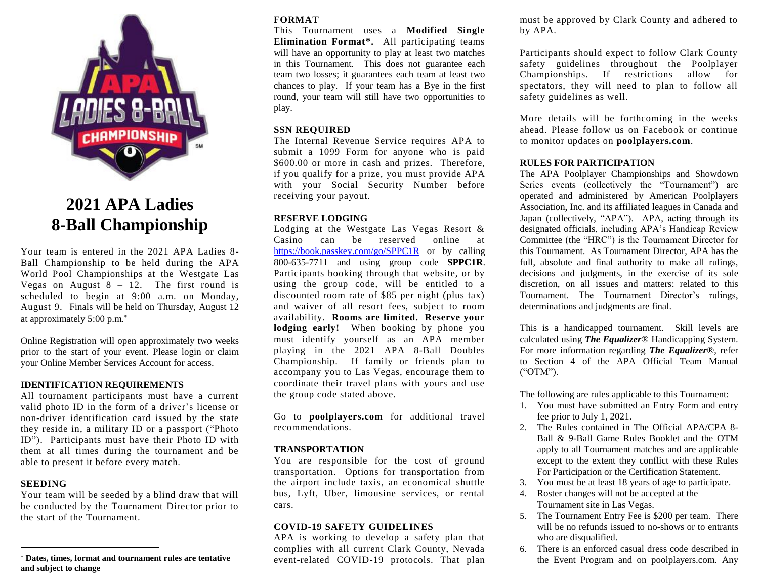# 2021 APA Ladies 8-Ball Championship

Your team is entered in the 2021 APA Ladies 8-Ball Championship to be held during the APA World Pool Championships at the Westgate Las Vegas on August 8 – 12. The first round is scheduled to begin at 9:00 a.m. on Monday, August 9. Finals will be held on Thursday, August 12 at approximately 5:00 p.m.*

Online Registration will open approximately two weeks prior to the start of your event. Please login or claim your Online Member Services Account for access.

### IDENTIFICATION REQUIREMENTS

All tournament participants must have a current valid photo ID in the form of a driver's license or non-driver identification card issued by the state they reside in, a military ID or a passport ("Photo ID"). Participants must have their Photo ID with them at all times during the tournament and be able to present it before every match.

### SEEDING

Your team will be seeded by a blind draw that will be conducted by the Tournament Director prior to the start of the Tournament.

* **Dates, times, format and tournament rules are tentative and subject to change**

### FORMAT

This Tournament uses a **Modified Single Elimination Format*.** All participating teams will have an opportunity to play at least two matches in this Tournament. This does not guarantee each team two losses; it guarantees each team at least two chances to play. If your team has a Bye in the first round, your team will still have two opportunities to play.

### SSN REQUIRED

The Internal Revenue Service requires APA to submit a 1099 Form for anyone who is paid $600.00 or more in cash and prizes. Therefore, if you qualify for a prize, you must provide APA with your Social Security Number before receiving your payout.

### RESERVE LODGING

Lodging at the Westgate Las Vegas Resort & Casino can be reserved online at https://book.passkey.com/go/SPPC1R or by calling 800-635-7711 and using group code **SPPC1R**. Participants booking through that website, or by using the group code, will be entitled to a discounted room rate of $85 per night (plus tax) and waiver of all resort fees, subject to room availability. **Rooms are limited. Reserve your lodging early!** When booking by phone you must identify yourself as an APA member playing in the 2021 APA 8-Ball Doubles Championship. If family or friends plan to accompany you to Las Vegas, encourage them to coordinate their travel plans with yours and use the group code stated above.

Go to **poolplayers.com** for additional travel recommendations.

### TRANSPORTATION

You are responsible for the cost of ground transportation. Options for transportation from the airport include taxis, an economical shuttle bus, Lyft, Uber, limousine services, or rental cars.

### COVID-19 SAFETY GUIDELINES

APA is working to develop a safety plan that complies with all current Clark County, Nevada event-related COVID-19 protocols. That plan must be approved by Clark County and adhered to by APA.

Participants should expect to follow Clark County safety guidelines throughout the Poolplayer Championships. If restrictions allow for spectators, they will need to plan to follow all safety guidelines as well.

More details will be forthcoming in the weeks ahead. Please follow us on Facebook or continue to monitor updates on **poolplayers.com**.

### RULES FOR PARTICIPATION

The APA Poolplayer Championships and Showdown Series events (collectively the "Tournament") are operated and administered by American Poolplayers Association, Inc. and its affiliated leagues in Canada and Japan (collectively, "APA"). APA, acting through its designated officials, including APA's Handicap Review Committee (the "HRC") is the Tournament Director for this Tournament. As Tournament Director, APA has the full, absolute and final authority to make all rulings, decisions and judgments, in the exercise of its sole discretion, on all issues and matters: related to this Tournament. The Tournament Director's rulings, determinations and judgments are final.

This is a handicapped tournament. Skill levels are calculated using ***The Equalizer***® Handicapping System. For more information regarding ***The Equalizer***®, refer to Section 4 of the APA Official Team Manual ("OTM").

The following are rules applicable to this Tournament:

1. You must have submitted an Entry Form and entry fee prior to July 1, 2021.
2. The Rules contained in The Official APA/CPA 8-Ball & 9-Ball Game Rules Booklet and the OTM apply to all Tournament matches and are applicable except to the extent they conflict with these Rules For Participation or the Certification Statement.
3. You must be at least 18 years of age to participate.
4. Roster changes will not be accepted at the Tournament site in Las Vegas.
5. The Tournament Entry Fee is $200 per team. There will be no refunds issued to no-shows or to entrants who are disqualified.
6. There is an enforced casual dress code described in the Event Program and on poolplayers.com. Any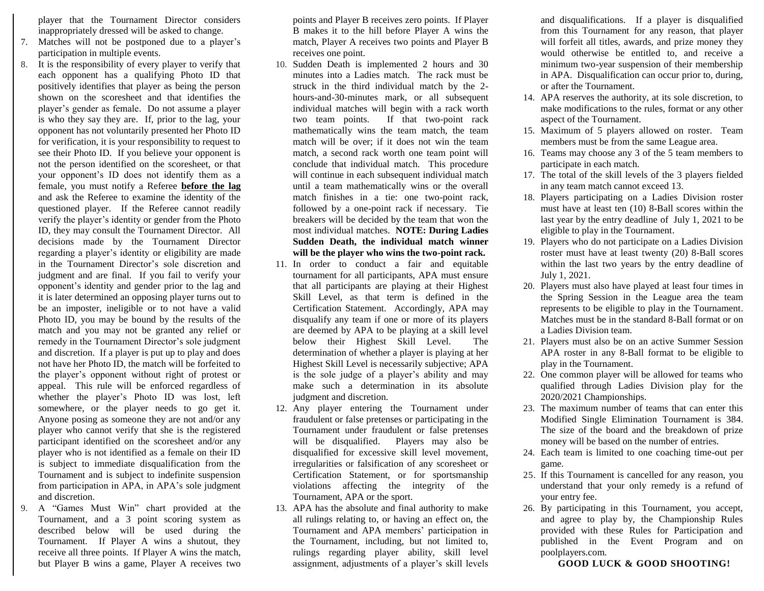player that the Tournament Director considers inappropriately dressed will be asked to change.

7. Matches will not be postponed due to a player's participation in multiple events.
8. It is the responsibility of every player to verify that each opponent has a qualifying Photo ID that positively identifies that player as being the person shown on the scoresheet and that identifies the player's gender as female. Do not assume a player is who they say they are. If, prior to the lag, your opponent has not voluntarily presented her Photo ID for verification, it is your responsibility to request to see their Photo ID. If you believe your opponent is not the person identified on the scoresheet, or that your opponent's ID does not identify them as a female, you must notify a Referee **before the lag** and ask the Referee to examine the identity of the questioned player. If the Referee cannot readily verify the player's identity or gender from the Photo ID, they may consult the Tournament Director. All decisions made by the Tournament Director regarding a player's identity or eligibility are made in the Tournament Director's sole discretion and judgment and are final. If you fail to verify your opponent's identity and gender prior to the lag and it is later determined an opposing player turns out to be an imposter, ineligible or to not have a valid Photo ID, you may be bound by the results of the match and you may not be granted any relief or remedy in the Tournament Director's sole judgment and discretion. If a player is put up to play and does not have her Photo ID, the match will be forfeited to the player's opponent without right of protest or appeal. This rule will be enforced regardless of whether the player's Photo ID was lost, left somewhere, or the player needs to go get it. Anyone posing as someone they are not and/or any player who cannot verify that she is the registered participant identified on the scoresheet and/or any player who is not identified as a female on their ID is subject to immediate disqualification from the Tournament and is subject to indefinite suspension from participation in APA, in APA's sole judgment and discretion.
9. A "Games Must Win" chart provided at the Tournament, and a 3 point scoring system as described below will be used during the Tournament. If Player A wins a shutout, they receive all three points. If Player A wins the match, but Player B wins a game, Player A receives two points and Player B receives zero points. If Player B makes it to the hill before Player A wins the match, Player A receives two points and Player B receives one point.
10. Sudden Death is implemented 2 hours and 30 minutes into a Ladies match. The rack must be struck in the third individual match by the 2-hours-and-30-minutes mark, or all subsequent individual matches will begin with a rack worth two team points. If that two-point rack mathematically wins the team match, the team match will be over; if it does not win the team match, a second rack worth one team point will conclude that individual match. This procedure will continue in each subsequent individual match until a team mathematically wins or the overall match finishes in a tie: one two-point rack, followed by a one-point rack if necessary. Tie breakers will be decided by the team that won the most individual matches. **NOTE: During Ladies Sudden Death, the individual match winner will be the player who wins the two-point rack.**
11. In order to conduct a fair and equitable tournament for all participants, APA must ensure that all participants are playing at their Highest Skill Level, as that term is defined in the Certification Statement. Accordingly, APA may disqualify any team if one or more of its players are deemed by APA to be playing at a skill level below their Highest Skill Level. The determination of whether a player is playing at her Highest Skill Level is necessarily subjective; APA is the sole judge of a player's ability and may make such a determination in its absolute judgment and discretion.
12. Any player entering the Tournament under fraudulent or false pretenses or participating in the Tournament under fraudulent or false pretenses will be disqualified. Players may also be disqualified for excessive skill level movement, irregularities or falsification of any scoresheet or Certification Statement, or for sportsmanship violations affecting the integrity of the Tournament, APA or the sport.
13. APA has the absolute and final authority to make all rulings relating to, or having an effect on, the Tournament and APA members' participation in the Tournament, including, but not limited to, rulings regarding player ability, skill level assignment, adjustments of a player's skill levels and disqualifications. If a player is disqualified from this Tournament for any reason, that player will forfeit all titles, awards, and prize money they would otherwise be entitled to, and receive a minimum two-year suspension of their membership in APA. Disqualification can occur prior to, during, or after the Tournament.
14. APA reserves the authority, at its sole discretion, to make modifications to the rules, format or any other aspect of the Tournament.
15. Maximum of 5 players allowed on roster. Team members must be from the same League area.
16. Teams may choose any 3 of the 5 team members to participate in each match.
17. The total of the skill levels of the 3 players fielded in any team match cannot exceed 13.
18. Players participating on a Ladies Division roster must have at least ten (10) 8-Ball scores within the last year by the entry deadline of July 1, 2021 to be eligible to play in the Tournament.
19. Players who do not participate on a Ladies Division roster must have at least twenty (20) 8-Ball scores within the last two years by the entry deadline of July 1, 2021.
20. Players must also have played at least four times in the Spring Session in the League area the team represents to be eligible to play in the Tournament. Matches must be in the standard 8-Ball format or on a Ladies Division team.
21. Players must also be on an active Summer Session APA roster in any 8-Ball format to be eligible to play in the Tournament.
22. One common player will be allowed for teams who qualified through Ladies Division play for the 2020/2021 Championships.
23. The maximum number of teams that can enter this Modified Single Elimination Tournament is 384. The size of the board and the breakdown of prize money will be based on the number of entries.
24. Each team is limited to one coaching time-out per game.
25. If this Tournament is cancelled for any reason, you understand that your only remedy is a refund of your entry fee.
26. By participating in this Tournament, you accept, and agree to play by, the Championship Rules provided with these Rules for Participation and published in the Event Program and on poolplayers.com.

**GOOD LUCK & GOOD SHOOTING!**